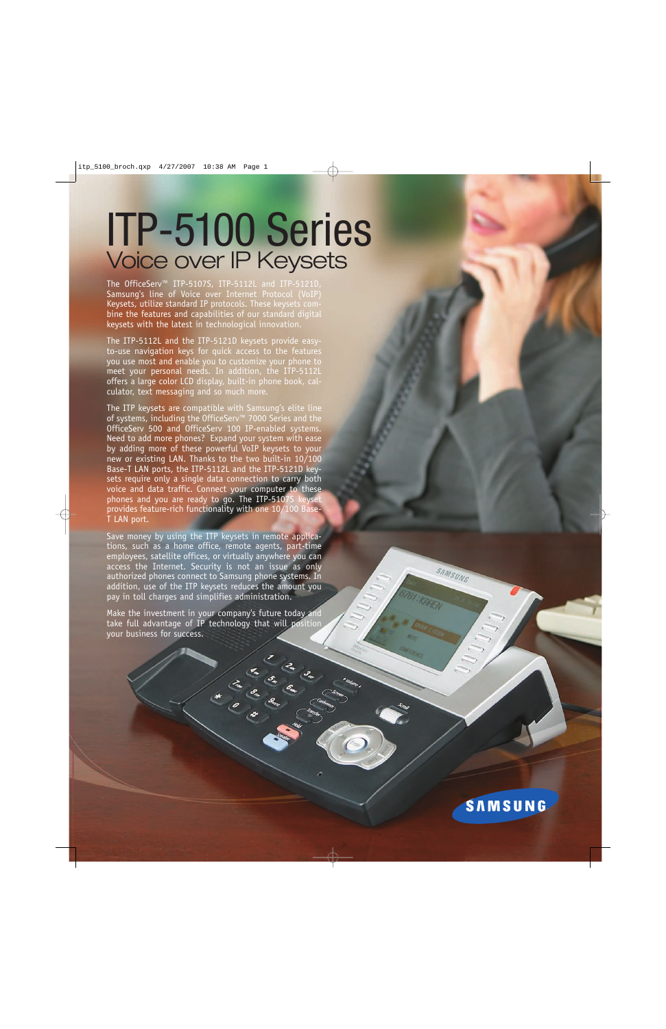# ITP-5100 Series

## Voice over IP Keysets

The OfficeServ™ ITP-5107S, ITP-5112L and ITP-5121D, Samsung's line of Voice over Internet Protocol (VoIP) Keysets, utilize standard IP protocols. These keysets combine the features and capabilities of our standard digital keysets with the latest in technological innovation.

The ITP-5112L and the ITP-5121D keysets provide easy-to-use navigation keys for quick access to the features you use most and enable you to customize your phone to meet your personal needs. In addition, the ITP-5112L offers a large color LCD display, built-in phone book, calculator, text messaging and so much more.

The ITP keysets are compatible with Samsung's elite line of systems, including the OfficeServ™ 7000 Series and the OfficeServ 500 and OfficeServ 100 IP-enabled systems. Need to add more phones? Expand your system with ease by adding more of these powerful VoIP keysets to your new or existing LAN. Thanks to the two built-in 10/100 Base-T LAN ports, the ITP-5112L and the ITP-5121D keysets require only a single data connection to carry both voice and data traffic. Connect your computer to these phones and you are ready to go. The ITP-5107S keyset provides feature-rich functionality with one 10/100 Base-T LAN port.

Save money by using the ITP keysets in remote applications, such as a home office, remote agents, part-time employees, satellite offices, or virtually anywhere you can access the Internet. Security is not an issue as only authorized phones connect to Samsung phone systems. In addition, use of the ITP keysets reduces the amount you pay in toll charges and simplifies administration.

Make the investment in your company's future today and take full advantage of IP technology that will position your business for success.

SAMSUNG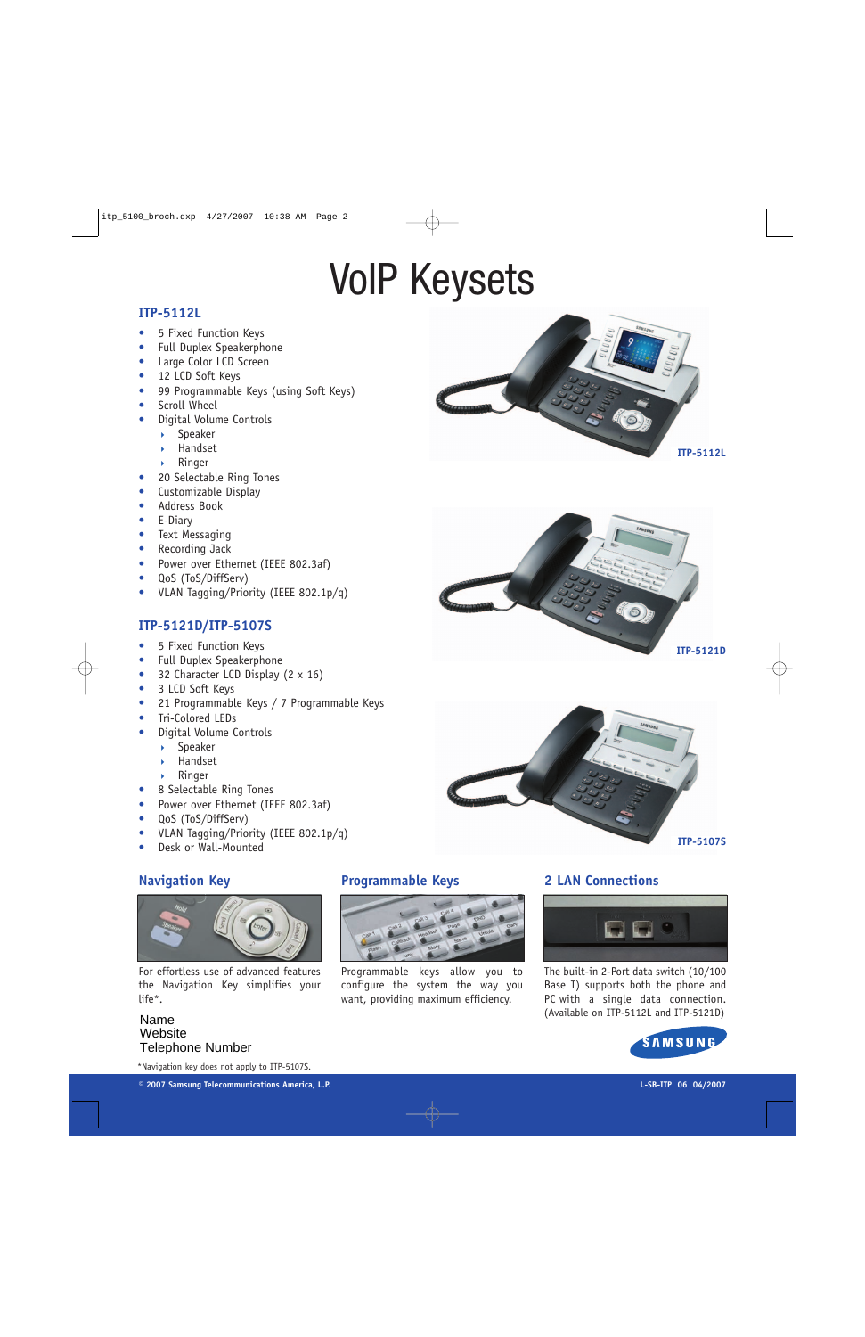# VoIP Keysets

## ITP-5112L

- 5 Fixed Function Keys
- Full Duplex Speakerphone
- Large Color LCD Screen
- 12 LCD Soft Keys
- 99 Programmable Keys (using Soft Keys)
- Scroll Wheel
- Digital Volume Controls
  - Speaker
  - Handset
  - Ringer
- 20 Selectable Ring Tones
- Customizable Display
- Address Book
- E-Diary
- Text Messaging
- Recording Jack
- Power over Ethernet (IEEE 802.3af)
- QoS (ToS/DiffServ)
- VLAN Tagging/Priority (IEEE 802.1p/q)

ITP-5112L

## ITP-5121D/ITP-5107S

- 5 Fixed Function Keys
- Full Duplex Speakerphone
- 32 Character LCD Display (2 x 16)
- 3 LCD Soft Keys
- 21 Programmable Keys / 7 Programmable Keys
- Tri-Colored LEDs
- Digital Volume Controls
  - Speaker
  - Handset
  - Ringer
- 8 Selectable Ring Tones
- Power over Ethernet (IEEE 802.3af)
- QoS (ToS/DiffServ)
- VLAN Tagging/Priority (IEEE 802.1p/q)
- Desk or Wall-Mounted

ITP-5121D

ITP-5107S

## Navigation Key

For effortless use of advanced features the Navigation Key simplifies your life*.

## Programmable Keys

Programmable keys allow you to configure the system the way you want, providing maximum efficiency.

## 2 LAN Connections

The built-in 2-Port data switch (10/100 Base T) supports both the phone and PC with a single data connection. (Available on ITP-5112L and ITP-5121D)

Name
Website
Telephone Number

*Navigation key does not apply to ITP-5107S.

© 2007 Samsung Telecommunications America, L.P.

L-SB-ITP 06 04/2007